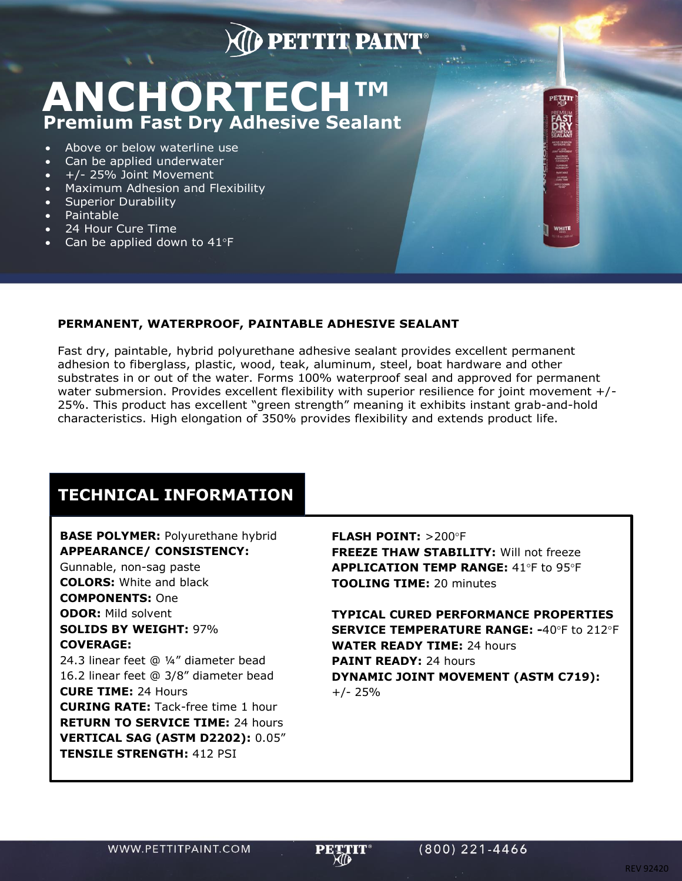# ANCHORTECH™

## Premium Fast Dry Adhesive Sealant

- Above or below waterline use
- Can be applied underwater
- +/- 25% Joint Movement
- Maximum Adhesion and Flexibility
- Superior Durability
- Paintable
- 24 Hour Cure Time
- Can be applied down to 41°F

**PERMANENT, WATERPROOF, PAINTABLE ADHESIVE SEALANT**

Fast dry, paintable, hybrid polyurethane adhesive sealant provides excellent permanent adhesion to fiberglass, plastic, wood, teak, aluminum, steel, boat hardware and other substrates in or out of the water. Forms 100% waterproof seal and approved for permanent water submersion. Provides excellent flexibility with superior resilience for joint movement +/- 25%. This product has excellent "green strength" meaning it exhibits instant grab-and-hold characteristics. High elongation of 350% provides flexibility and extends product life.

## TECHNICAL INFORMATION

**BASE POLYMER:** Polyurethane hybrid
**APPEARANCE/ CONSISTENCY:** Gunnable, non-sag paste
**COLORS:** White and black
**COMPONENTS:** One
**ODOR:** Mild solvent
**SOLIDS BY WEIGHT:** 97%
**COVERAGE:**
24.3 linear feet @ ¼" diameter bead
16.2 linear feet @ 3/8" diameter bead
**CURE TIME:** 24 Hours
**CURING RATE:** Tack-free time 1 hour
**RETURN TO SERVICE TIME:** 24 hours
**VERTICAL SAG (ASTM D2202):** 0.05"
**TENSILE STRENGTH:** 412 PSI

**FLASH POINT:** >200°F
**FREEZE THAW STABILITY:** Will not freeze
**APPLICATION TEMP RANGE:** 41°F to 95°F
**TOOLING TIME:** 20 minutes

**TYPICAL CURED PERFORMANCE PROPERTIES**
**SERVICE TEMPERATURE RANGE: -**40°F to 212°F
**WATER READY TIME:** 24 hours
**PAINT READY:** 24 hours
**DYNAMIC JOINT MOVEMENT (ASTM C719):** +/- 25%

WWW.PETTITPAINT.COM (800) 221-4466

REV 92420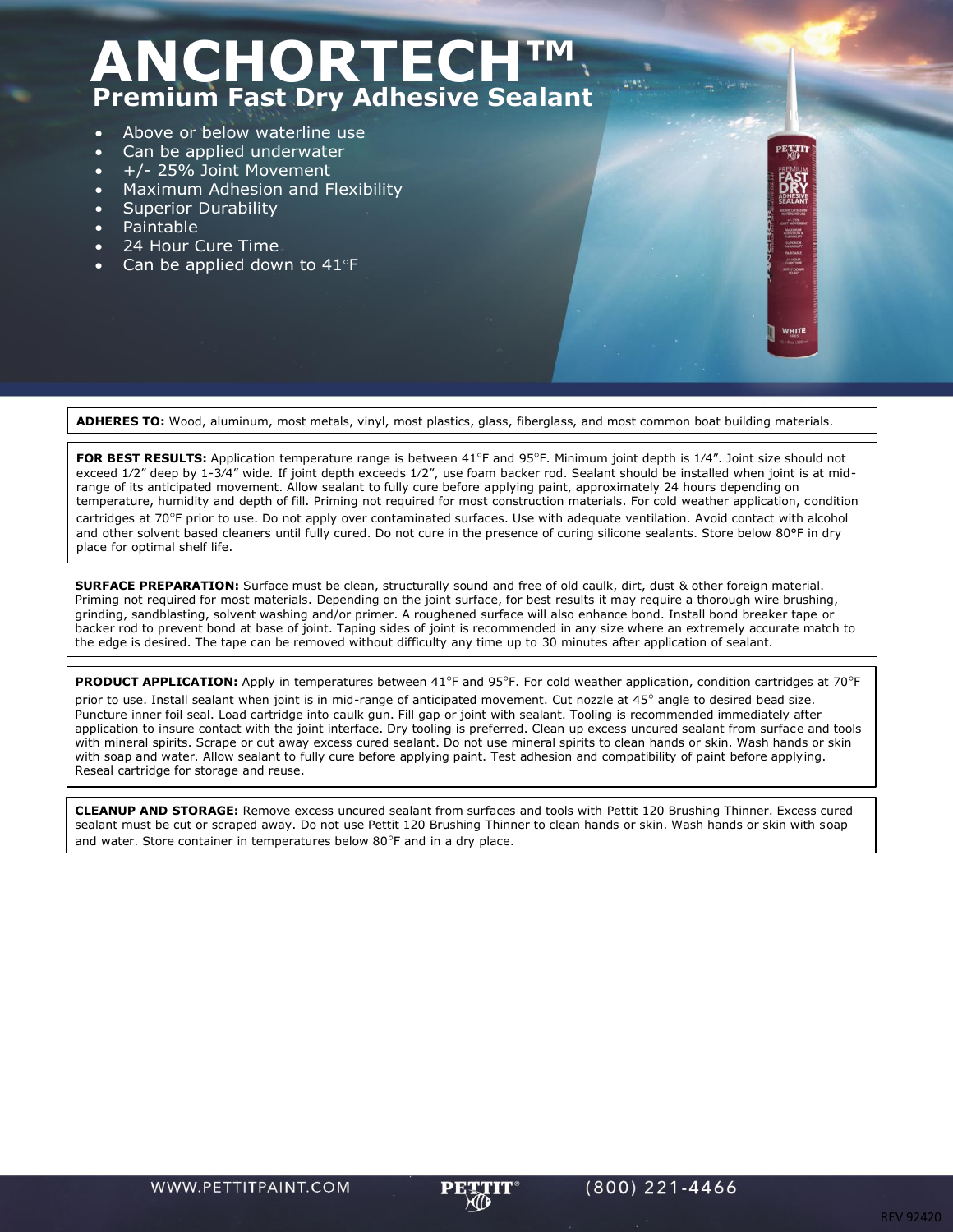# ANCHORTECH™

## Premium Fast Dry Adhesive Sealant

- Above or below waterline use
- Can be applied underwater
- +/- 25% Joint Movement
- Maximum Adhesion and Flexibility
- Superior Durability
- Paintable
- 24 Hour Cure Time
- Can be applied down to 41°F

**ADHERES TO:** Wood, aluminum, most metals, vinyl, most plastics, glass, fiberglass, and most common boat building materials.

**FOR BEST RESULTS:** Application temperature range is between 41°F and 95°F. Minimum joint depth is 1/4". Joint size should not exceed 1/2" deep by 1-3/4" wide. If joint depth exceeds 1/2", use foam backer rod. Sealant should be installed when joint is at mid-range of its anticipated movement. Allow sealant to fully cure before applying paint, approximately 24 hours depending on temperature, humidity and depth of fill. Priming not required for most construction materials. For cold weather application, condition cartridges at 70°F prior to use. Do not apply over contaminated surfaces. Use with adequate ventilation. Avoid contact with alcohol and other solvent based cleaners until fully cured. Do not cure in the presence of curing silicone sealants. Store below 80°F in dry place for optimal shelf life.

**SURFACE PREPARATION:** Surface must be clean, structurally sound and free of old caulk, dirt, dust & other foreign material. Priming not required for most materials. Depending on the joint surface, for best results it may require a thorough wire brushing, grinding, sandblasting, solvent washing and/or primer. A roughened surface will also enhance bond. Install bond breaker tape or backer rod to prevent bond at base of joint. Taping sides of joint is recommended in any size where an extremely accurate match to the edge is desired. The tape can be removed without difficulty any time up to 30 minutes after application of sealant.

**PRODUCT APPLICATION:** Apply in temperatures between 41°F and 95°F. For cold weather application, condition cartridges at 70°F prior to use. Install sealant when joint is in mid-range of anticipated movement. Cut nozzle at 45° angle to desired bead size. Puncture inner foil seal. Load cartridge into caulk gun. Fill gap or joint with sealant. Tooling is recommended immediately after application to insure contact with the joint interface. Dry tooling is preferred. Clean up excess uncured sealant from surface and tools with mineral spirits. Scrape or cut away excess cured sealant. Do not use mineral spirits to clean hands or skin. Wash hands or skin with soap and water. Allow sealant to fully cure before applying paint. Test adhesion and compatibility of paint before applying. Reseal cartridge for storage and reuse.

**CLEANUP AND STORAGE:** Remove excess uncured sealant from surfaces and tools with Pettit 120 Brushing Thinner. Excess cured sealant must be cut or scraped away. Do not use Pettit 120 Brushing Thinner to clean hands or skin. Wash hands or skin with soap and water. Store container in temperatures below 80°F and in a dry place.

WWW.PETTITPAINT.COM PETTIT® (800) 221-4466

REV 92420